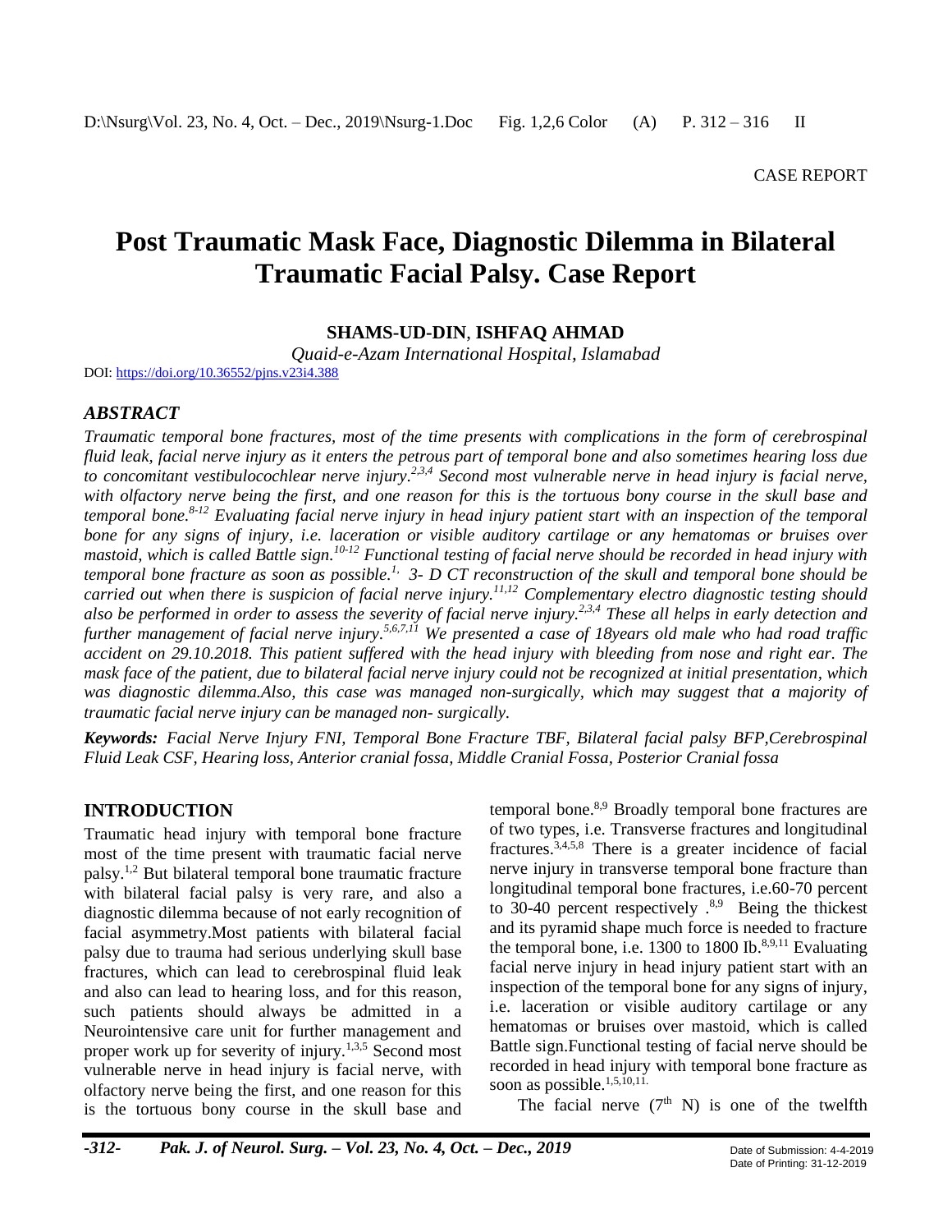CASE REPORT

# Post Traumatic Mask Face, Diagnostic Dilemma in Bilateral Traumatic Facial Palsy. Case Report

**SHAMS-UD-DIN**, **ISHFAQ AHMAD**

*Quaid-e-Azam International Hospital, Islamabad*

DOI: https://doi.org/10.36552/pjns.v23i4.388

## *ABSTRACT*

*Traumatic temporal bone fractures, most of the time presents with complications in the form of cerebrospinal fluid leak, facial nerve injury as it enters the petrous part of temporal bone and also sometimes hearing loss due to concomitant vestibulocochlear nerve injury.[2,3,4] Second most vulnerable nerve in head injury is facial nerve, with olfactory nerve being the first, and one reason for this is the tortuous bony course in the skull base and temporal bone.[8-12] Evaluating facial nerve injury in head injury patient start with an inspection of the temporal bone for any signs of injury, i.e. laceration or visible auditory cartilage or any hematomas or bruises over mastoid, which is called Battle sign.[10-12] Functional testing of facial nerve should be recorded in head injury with temporal bone fracture as soon as possible.[1,] 3- D CT reconstruction of the skull and temporal bone should be carried out when there is suspicion of facial nerve injury.[11,12] Complementary electro diagnostic testing should also be performed in order to assess the severity of facial nerve injury.[2,3,4] These all helps in early detection and further management of facial nerve injury.[5,6,7,11] We presented a case of 18years old male who had road traffic accident on 29.10.2018. This patient suffered with the head injury with bleeding from nose and right ear. The mask face of the patient, due to bilateral facial nerve injury could not be recognized at initial presentation, which was diagnostic dilemma.Also, this case was managed non-surgically, which may suggest that a majority of traumatic facial nerve injury can be managed non- surgically.*

***Keywords:*** *Facial Nerve Injury FNI, Temporal Bone Fracture TBF, Bilateral facial palsy BFP,Cerebrospinal Fluid Leak CSF, Hearing loss, Anterior cranial fossa, Middle Cranial Fossa, Posterior Cranial fossa*

## INTRODUCTION

Traumatic head injury with temporal bone fracture most of the time present with traumatic facial nerve palsy.[1,2] But bilateral temporal bone traumatic fracture with bilateral facial palsy is very rare, and also a diagnostic dilemma because of not early recognition of facial asymmetry.Most patients with bilateral facial palsy due to trauma had serious underlying skull base fractures, which can lead to cerebrospinal fluid leak and also can lead to hearing loss, and for this reason, such patients should always be admitted in a Neurointensive care unit for further management and proper work up for severity of injury.[1,3,5] Second most vulnerable nerve in head injury is facial nerve, with olfactory nerve being the first, and one reason for this is the tortuous bony course in the skull base and temporal bone.[8,9] Broadly temporal bone fractures are of two types, i.e. Transverse fractures and longitudinal fractures.[3,4,5,8] There is a greater incidence of facial nerve injury in transverse temporal bone fracture than longitudinal temporal bone fractures, i.e.60-70 percent to 30-40 percent respectively .[8,9] Being the thickest and its pyramid shape much force is needed to fracture the temporal bone, i.e. 1300 to 1800 Ib.[8,9,11] Evaluating facial nerve injury in head injury patient start with an inspection of the temporal bone for any signs of injury, i.e. laceration or visible auditory cartilage or any hematomas or bruises over mastoid, which is called Battle sign.Functional testing of facial nerve should be recorded in head injury with temporal bone fracture as soon as possible.[1,5,10,11.]

The facial nerve ($7^{th}$ N) is one of the twelfth

Date of Submission: 4-4-2019
Date of Printing: 31-12-2019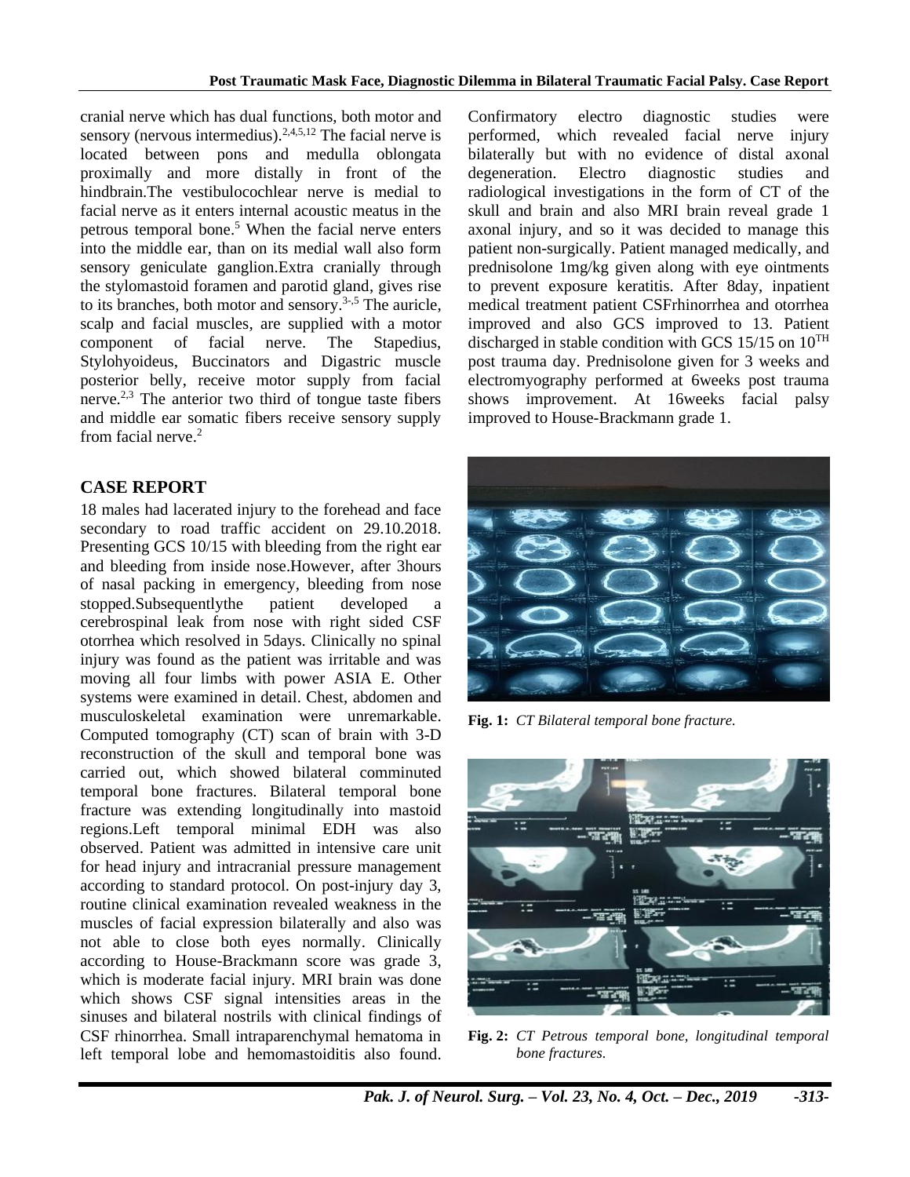cranial nerve which has dual functions, both motor and sensory (nervous intermedius).[2,4,5,12] The facial nerve is located between pons and medulla oblongata proximally and more distally in front of the hindbrain.The vestibulocochlear nerve is medial to facial nerve as it enters internal acoustic meatus in the petrous temporal bone.[5] When the facial nerve enters into the middle ear, than on its medial wall also form sensory geniculate ganglion.Extra cranially through the stylomastoid foramen and parotid gland, gives rise to its branches, both motor and sensory.[3-,5] The auricle, scalp and facial muscles, are supplied with a motor component of facial nerve. The Stapedius, Stylohyoideus, Buccinators and Digastric muscle posterior belly, receive motor supply from facial nerve.[2,3] The anterior two third of tongue taste fibers and middle ear somatic fibers receive sensory supply from facial nerve.[2]

## CASE REPORT

18 males had lacerated injury to the forehead and face secondary to road traffic accident on 29.10.2018. Presenting GCS 10/15 with bleeding from the right ear and bleeding from inside nose.However, after 3hours of nasal packing in emergency, bleeding from nose stopped.Subsequentlythe patient developed a cerebrospinal leak from nose with right sided CSF otorrhea which resolved in 5days. Clinically no spinal injury was found as the patient was irritable and was moving all four limbs with power ASIA E. Other systems were examined in detail. Chest, abdomen and musculoskeletal examination were unremarkable. Computed tomography (CT) scan of brain with 3-D reconstruction of the skull and temporal bone was carried out, which showed bilateral comminuted temporal bone fractures. Bilateral temporal bone fracture was extending longitudinally into mastoid regions.Left temporal minimal EDH was also observed. Patient was admitted in intensive care unit for head injury and intracranial pressure management according to standard protocol. On post-injury day 3, routine clinical examination revealed weakness in the muscles of facial expression bilaterally and also was not able to close both eyes normally. Clinically according to House-Brackmann score was grade 3, which is moderate facial injury. MRI brain was done which shows CSF signal intensities areas in the sinuses and bilateral nostrils with clinical findings of CSF rhinorrhea. Small intraparenchymal hematoma in left temporal lobe and hemomastoiditis also found. Confirmatory electro diagnostic studies were performed, which revealed facial nerve injury bilaterally but with no evidence of distal axonal degeneration. Electro diagnostic studies and radiological investigations in the form of CT of the skull and brain and also MRI brain reveal grade 1 axonal injury, and so it was decided to manage this patient non-surgically. Patient managed medically, and prednisolone 1mg/kg given along with eye ointments to prevent exposure keratitis. After 8day, inpatient medical treatment patient CSFrhinorrhea and otorrhea improved and also GCS improved to 13. Patient discharged in stable condition with GCS 15/15 on 10[TH] post trauma day. Prednisolone given for 3 weeks and electromyography performed at 6weeks post trauma shows improvement. At 16weeks facial palsy improved to House-Brackmann grade 1.

**Fig. 1:** *CT Bilateral temporal bone fracture.*

**Fig. 2:** *CT Petrous temporal bone, longitudinal temporal bone fractures.*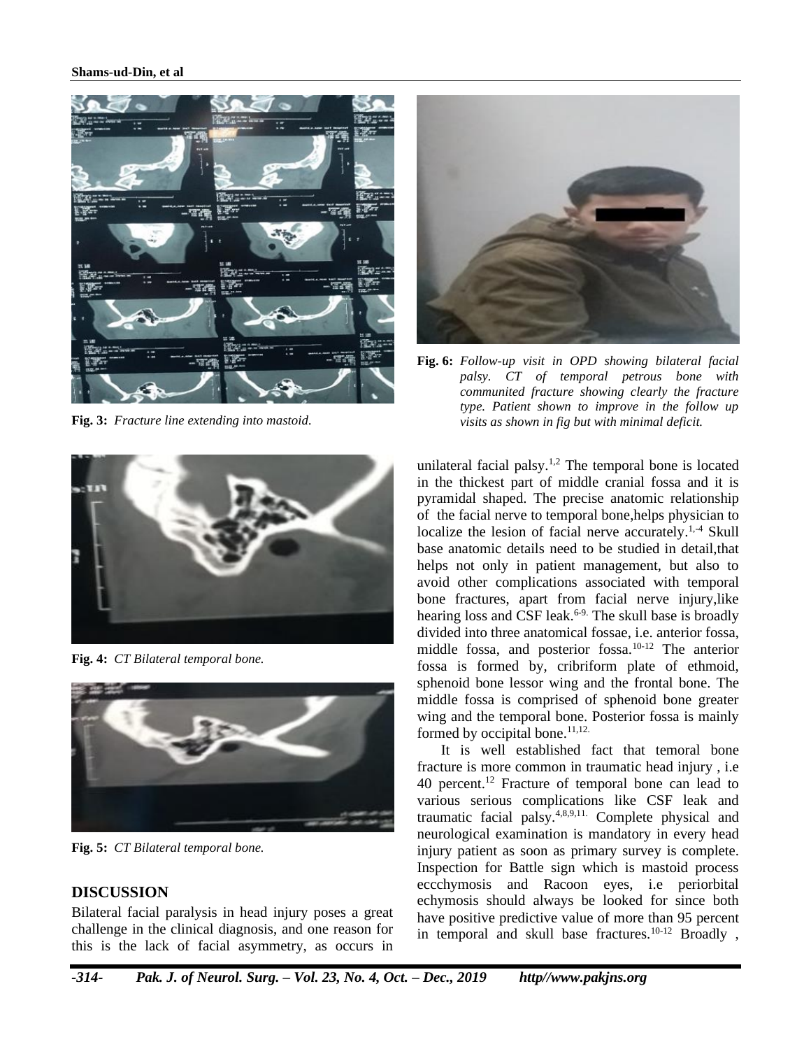**Fig. 3:** *Fracture line extending into mastoid.*

**Fig. 4:** *CT Bilateral temporal bone.*

**Fig. 5:** *CT Bilateral temporal bone.*

**Fig. 6:** *Follow-up visit in OPD showing bilateral facial palsy. CT of temporal petrous bone with communited fracture showing clearly the fracture type. Patient shown to improve in the follow up visits as shown in fig but with minimal deficit.*

## DISCUSSION

Bilateral facial paralysis in head injury poses a great challenge in the clinical diagnosis, and one reason for this is the lack of facial asymmetry, as occurs in unilateral facial palsy.[1,2] The temporal bone is located in the thickest part of middle cranial fossa and it is pyramidal shaped. The precise anatomic relationship of the facial nerve to temporal bone,helps physician to localize the lesion of facial nerve accurately.[1,-4] Skull base anatomic details need to be studied in detail,that helps not only in patient management, but also to avoid other complications associated with temporal bone fractures, apart from facial nerve injury,like hearing loss and CSF leak.[6-9.] The skull base is broadly divided into three anatomical fossae, i.e. anterior fossa, middle fossa, and posterior fossa.[10-12] The anterior fossa is formed by, cribriform plate of ethmoid, sphenoid bone lessor wing and the frontal bone. The middle fossa is comprised of sphenoid bone greater wing and the temporal bone. Posterior fossa is mainly formed by occipital bone.[11,12.]

It is well established fact that temoral bone fracture is more common in traumatic head injury , i.e 40 percent.[12] Fracture of temporal bone can lead to various serious complications like CSF leak and traumatic facial palsy.[4,8,9,11.] Complete physical and neurological examination is mandatory in every head injury patient as soon as primary survey is complete. Inspection for Battle sign which is mastoid process eccchymosis and Racoon eyes, i.e periorbital echymosis should always be looked for since both have positive predictive value of more than 95 percent in temporal and skull base fractures.[10-12] Broadly ,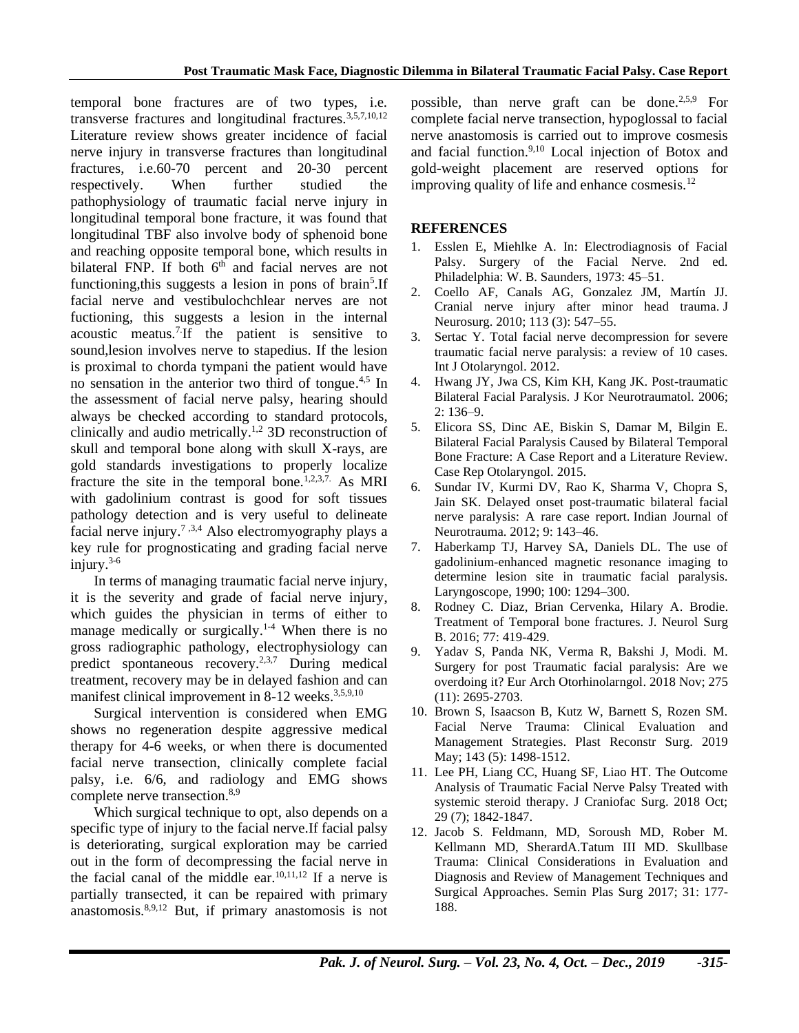temporal bone fractures are of two types, i.e. transverse fractures and longitudinal fractures.[3,5,7,10,12] Literature review shows greater incidence of facial nerve injury in transverse fractures than longitudinal fractures, i.e.60-70 percent and 20-30 percent respectively. When further studied the pathophysiology of traumatic facial nerve injury in longitudinal temporal bone fracture, it was found that longitudinal TBF also involve body of sphenoid bone and reaching opposite temporal bone, which results in bilateral FNP. If both 6th and facial nerves are not functioning,this suggests a lesion in pons of brain[5].If facial nerve and vestibulochchlear nerves are not fuctioning, this suggests a lesion in the internal acoustic meatus.[7].If the patient is sensitive to sound,lesion involves nerve to stapedius. If the lesion is proximal to chorda tympani the patient would have no sensation in the anterior two third of tongue.[4,5] In the assessment of facial nerve palsy, hearing should always be checked according to standard protocols, clinically and audio metrically.[1,2] 3D reconstruction of skull and temporal bone along with skull X-rays, are gold standards investigations to properly localize fracture the site in the temporal bone.[1,2,3,7.] As MRI with gadolinium contrast is good for soft tissues pathology detection and is very useful to delineate facial nerve injury.[7 ,3,4] Also electromyography plays a key rule for prognosticating and grading facial nerve injury.[3-6]

In terms of managing traumatic facial nerve injury, it is the severity and grade of facial nerve injury, which guides the physician in terms of either to manage medically or surgically.[1-4] When there is no gross radiographic pathology, electrophysiology can predict spontaneous recovery.[2,3,7] During medical treatment, recovery may be in delayed fashion and can manifest clinical improvement in 8-12 weeks.[3,5,9,10]

Surgical intervention is considered when EMG shows no regeneration despite aggressive medical therapy for 4-6 weeks, or when there is documented facial nerve transection, clinically complete facial palsy, i.e. 6/6, and radiology and EMG shows complete nerve transection.[8,9]

Which surgical technique to opt, also depends on a specific type of injury to the facial nerve.If facial palsy is deteriorating, surgical exploration may be carried out in the form of decompressing the facial nerve in the facial canal of the middle ear.[10,11,12] If a nerve is partially transected, it can be repaired with primary anastomosis.[8,9,12] But, if primary anastomosis is not possible, than nerve graft can be done.[2,5,9] For complete facial nerve transection, hypoglossal to facial nerve anastomosis is carried out to improve cosmesis and facial function.[9,10] Local injection of Botox and gold-weight placement are reserved options for improving quality of life and enhance cosmesis.[12]

## REFERENCES

1. Esslen E, Miehlke A. In: Electrodiagnosis of Facial Palsy. Surgery of the Facial Nerve. 2nd ed. Philadelphia: W. B. Saunders, 1973: 45–51.
2. Coello AF, Canals AG, Gonzalez JM, Martín JJ. Cranial nerve injury after minor head trauma. J Neurosurg. 2010; 113 (3): 547–55.
3. Sertac Y. Total facial nerve decompression for severe traumatic facial nerve paralysis: a review of 10 cases. Int J Otolaryngol. 2012.
4. Hwang JY, Jwa CS, Kim KH, Kang JK. Post-traumatic Bilateral Facial Paralysis. J Kor Neurotraumatol. 2006; 2: 136–9.
5. Elicora SS, Dinc AE, Biskin S, Damar M, Bilgin E. Bilateral Facial Paralysis Caused by Bilateral Temporal Bone Fracture: A Case Report and a Literature Review. Case Rep Otolaryngol. 2015.
6. Sundar IV, Kurmi DV, Rao K, Sharma V, Chopra S, Jain SK. Delayed onset post-traumatic bilateral facial nerve paralysis: A rare case report. Indian Journal of Neurotrauma. 2012; 9: 143–46.
7. Haberkamp TJ, Harvey SA, Daniels DL. The use of gadolinium-enhanced magnetic resonance imaging to determine lesion site in traumatic facial paralysis. Laryngoscope, 1990; 100: 1294–300.
8. Rodney C. Diaz, Brian Cervenka, Hilary A. Brodie. Treatment of Temporal bone fractures. J. Neurol Surg B. 2016; 77: 419-429.
9. Yadav S, Panda NK, Verma R, Bakshi J, Modi. M. Surgery for post Traumatic facial paralysis: Are we overdoing it? Eur Arch Otorhinolarngol. 2018 Nov; 275 (11): 2695-2703.
10. Brown S, Isaacson B, Kutz W, Barnett S, Rozen SM. Facial Nerve Trauma: Clinical Evaluation and Management Strategies. Plast Reconstr Surg. 2019 May; 143 (5): 1498-1512.
11. Lee PH, Liang CC, Huang SF, Liao HT. The Outcome Analysis of Traumatic Facial Nerve Palsy Treated with systemic steroid therapy. J Craniofac Surg. 2018 Oct; 29 (7); 1842-1847.
12. Jacob S. Feldmann, MD, Soroush MD, Rober M. Kellmann MD, SherardA.Tatum III MD. Skullbase Trauma: Clinical Considerations in Evaluation and Diagnosis and Review of Management Techniques and Surgical Approaches. Semin Plas Surg 2017; 31: 177-188.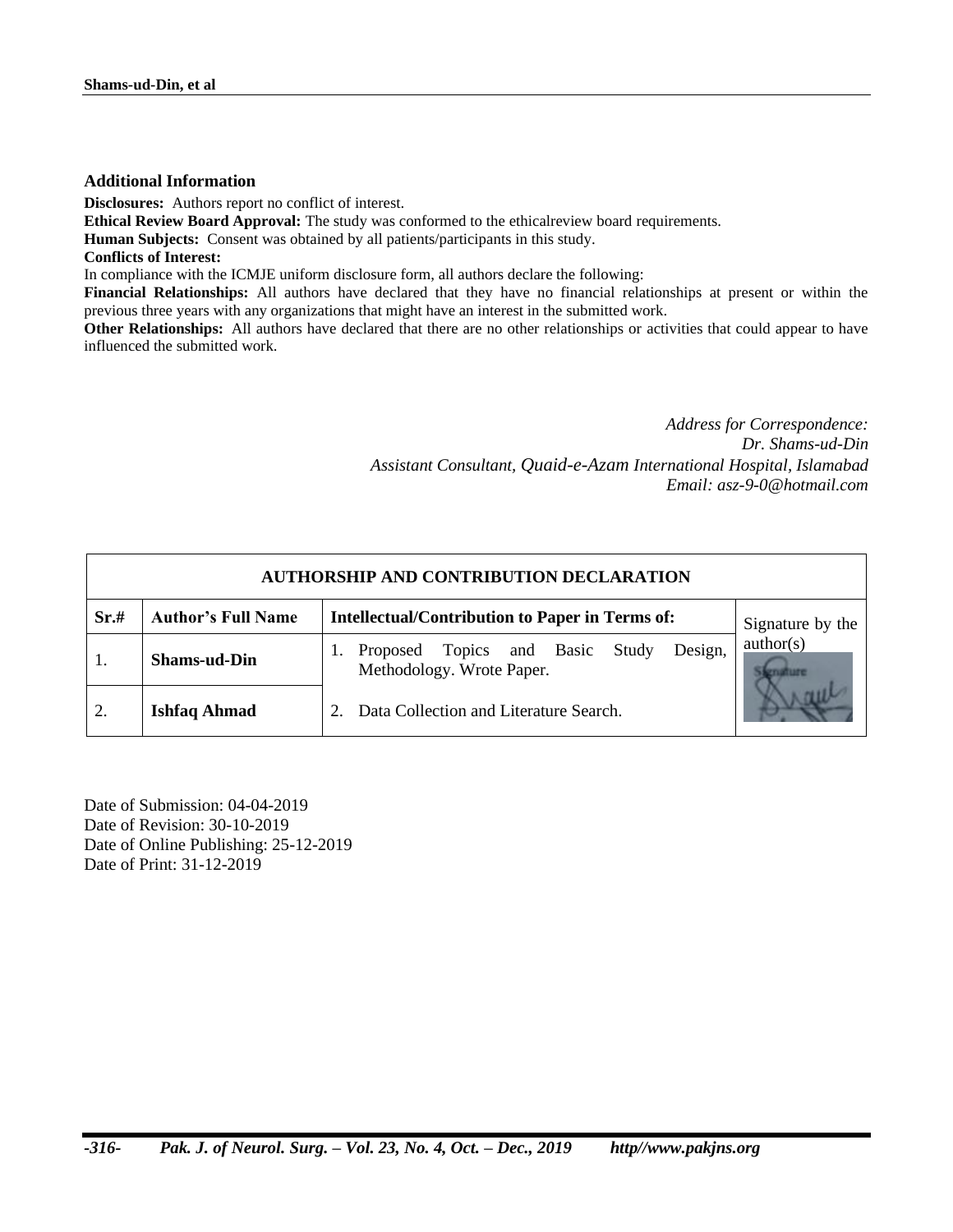### Additional Information

**Disclosures:** Authors report no conflict of interest.
**Ethical Review Board Approval:** The study was conformed to the ethicalreview board requirements.
**Human Subjects:** Consent was obtained by all patients/participants in this study.
**Conflicts of Interest:**
In compliance with the ICMJE uniform disclosure form, all authors declare the following:
**Financial Relationships:** All authors have declared that they have no financial relationships at present or within the previous three years with any organizations that might have an interest in the submitted work.
**Other Relationships:** All authors have declared that there are no other relationships or activities that could appear to have influenced the submitted work.

*Address for Correspondence:*
*Dr. Shams-ud-Din*
*Assistant Consultant, Quaid-e-Azam International Hospital, Islamabad*
*Email: asz-9-0@hotmail.com*

**AUTHORSHIP AND CONTRIBUTION DECLARATION**

| Sr.# | Author's Full Name | Intellectual/Contribution to Paper in Terms of: | Signature by the author(s) |
|---|---|---|---|
| 1. | **Shams-ud-Din** | 1. Proposed Topics and Basic Study Design, Methodology. Wrote Paper. | |
| 2. | **Ishfaq Ahmad** | 2. Data Collection and Literature Search. | |

Date of Submission: 04-04-2019
Date of Revision: 30-10-2019
Date of Online Publishing: 25-12-2019
Date of Print: 31-12-2019